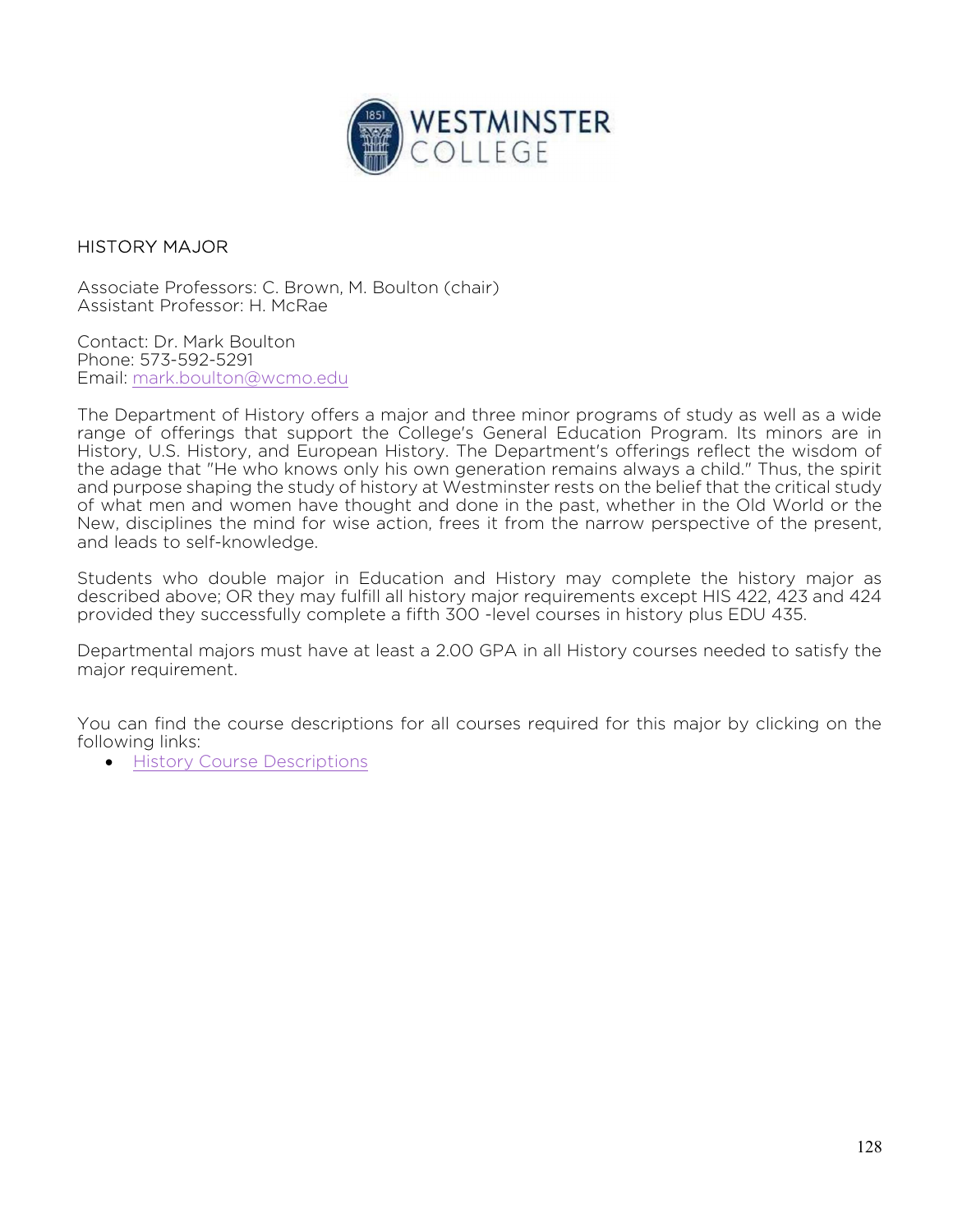# HISTORY MAJOR

Associate Professors: C. Brown, M. Boulton (chair)
Assistant Professor: H. McRae

Contact: Dr. Mark Boulton
Phone: 573-592-5291
Email: mark.boulton@wcmo.edu

The Department of History offers a major and three minor programs of study as well as a wide range of offerings that support the College's General Education Program. Its minors are in History, U.S. History, and European History. The Department's offerings reflect the wisdom of the adage that "He who knows only his own generation remains always a child." Thus, the spirit and purpose shaping the study of history at Westminster rests on the belief that the critical study of what men and women have thought and done in the past, whether in the Old World or the New, disciplines the mind for wise action, frees it from the narrow perspective of the present, and leads to self-knowledge.

Students who double major in Education and History may complete the history major as described above; OR they may fulfill all history major requirements except HIS 422, 423 and 424 provided they successfully complete a fifth 300 -level courses in history plus EDU 435.

Departmental majors must have at least a 2.00 GPA in all History courses needed to satisfy the major requirement.

You can find the course descriptions for all courses required for this major by clicking on the following links:

- History Course Descriptions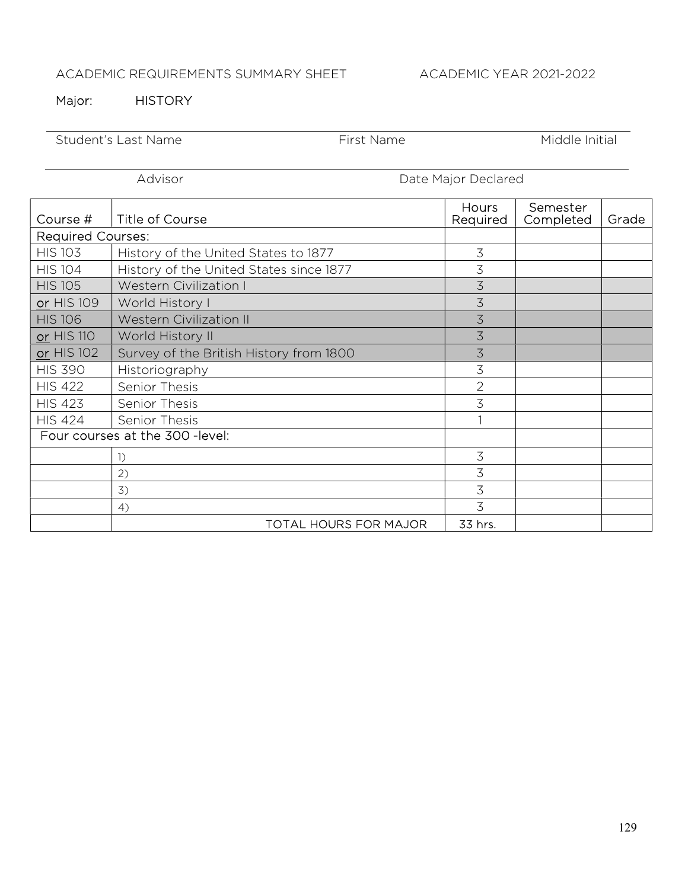ACADEMIC REQUIREMENTS SUMMARY SHEET ACADEMIC YEAR 2021-2022

Major: HISTORY

Student's Last Name First Name Middle Initial

Advisor Date Major Declared

| Course # | Title of Course | Hours Required | Semester Completed | Grade |
|---|---|---|---|---|
| Required Courses: | | | | |
| HIS 103 | History of the United States to 1877 | 3 | | |
| HIS 104 | History of the United States since 1877 | 3 | | |
| HIS 105 | Western Civilization I | 3 | | |
| or HIS 109 | World History I | 3 | | |
| HIS 106 | Western Civilization II | 3 | | |
| or HIS 110 | World History II | 3 | | |
| or HIS 102 | Survey of the British History from 1800 | 3 | | |
| HIS 390 | Historiography | 3 | | |
| HIS 422 | Senior Thesis | 2 | | |
| HIS 423 | Senior Thesis | 3 | | |
| HIS 424 | Senior Thesis | 1 | | |
| Four courses at the 300 -level: | | | | |
| | 1) | 3 | | |
| | 2) | 3 | | |
| | 3) | 3 | | |
| | 4) | 3 | | |
| | TOTAL HOURS FOR MAJOR | 33 hrs. | | |